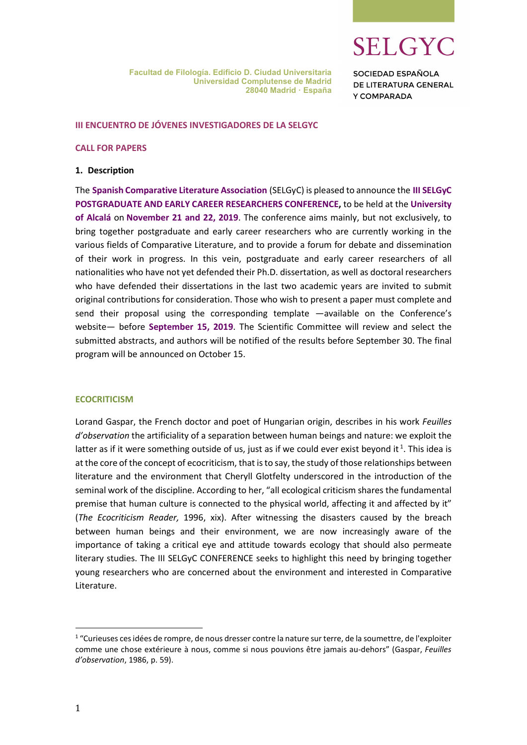SELGYC

SOCIEDAD ESPAÑOLA DE LITERATURA GENERAL Y COMPARADA

Facultad de Filología. Edificio D. Ciudad Universitaria
Universidad Complutense de Madrid
28040 Madrid · España

## III ENCUENTRO DE JÓVENES INVESTIGADORES DE LA SELGYC

## CALL FOR PAPERS

### 1. Description

The **Spanish Comparative Literature Association** (SELGyC) is pleased to announce the **III SELGyC POSTGRADUATE AND EARLY CAREER RESEARCHERS CONFERENCE,** to be held at the **University of Alcalá** on **November 21 and 22, 2019**. The conference aims mainly, but not exclusively, to bring together postgraduate and early career researchers who are currently working in the various fields of Comparative Literature, and to provide a forum for debate and dissemination of their work in progress. In this vein, postgraduate and early career researchers of all nationalities who have not yet defended their Ph.D. dissertation, as well as doctoral researchers who have defended their dissertations in the last two academic years are invited to submit original contributions for consideration. Those who wish to present a paper must complete and send their proposal using the corresponding template —available on the Conference's website— before **September 15, 2019**. The Scientific Committee will review and select the submitted abstracts, and authors will be notified of the results before September 30. The final program will be announced on October 15.

## ECOCRITICISM

Lorand Gaspar, the French doctor and poet of Hungarian origin, describes in his work *Feuilles d'observation* the artificiality of a separation between human beings and nature: we exploit the latter as if it were something outside of us, just as if we could ever exist beyond it[1]. This idea is at the core of the concept of ecocriticism, that is to say, the study of those relationships between literature and the environment that Cheryll Glotfelty underscored in the introduction of the seminal work of the discipline. According to her, "all ecological criticism shares the fundamental premise that human culture is connected to the physical world, affecting it and affected by it" (*The Ecocriticism Reader,* 1996, xix). After witnessing the disasters caused by the breach between human beings and their environment, we are now increasingly aware of the importance of taking a critical eye and attitude towards ecology that should also permeate literary studies. The III SELGyC CONFERENCE seeks to highlight this need by bringing together young researchers who are concerned about the environment and interested in Comparative Literature.

---

[1] "Curieuses ces idées de rompre, de nous dresser contre la nature sur terre, de la soumettre, de l'exploiter comme une chose extérieure à nous, comme si nous pouvions être jamais au-dehors" (Gaspar, *Feuilles d'observation*, 1986, p. 59).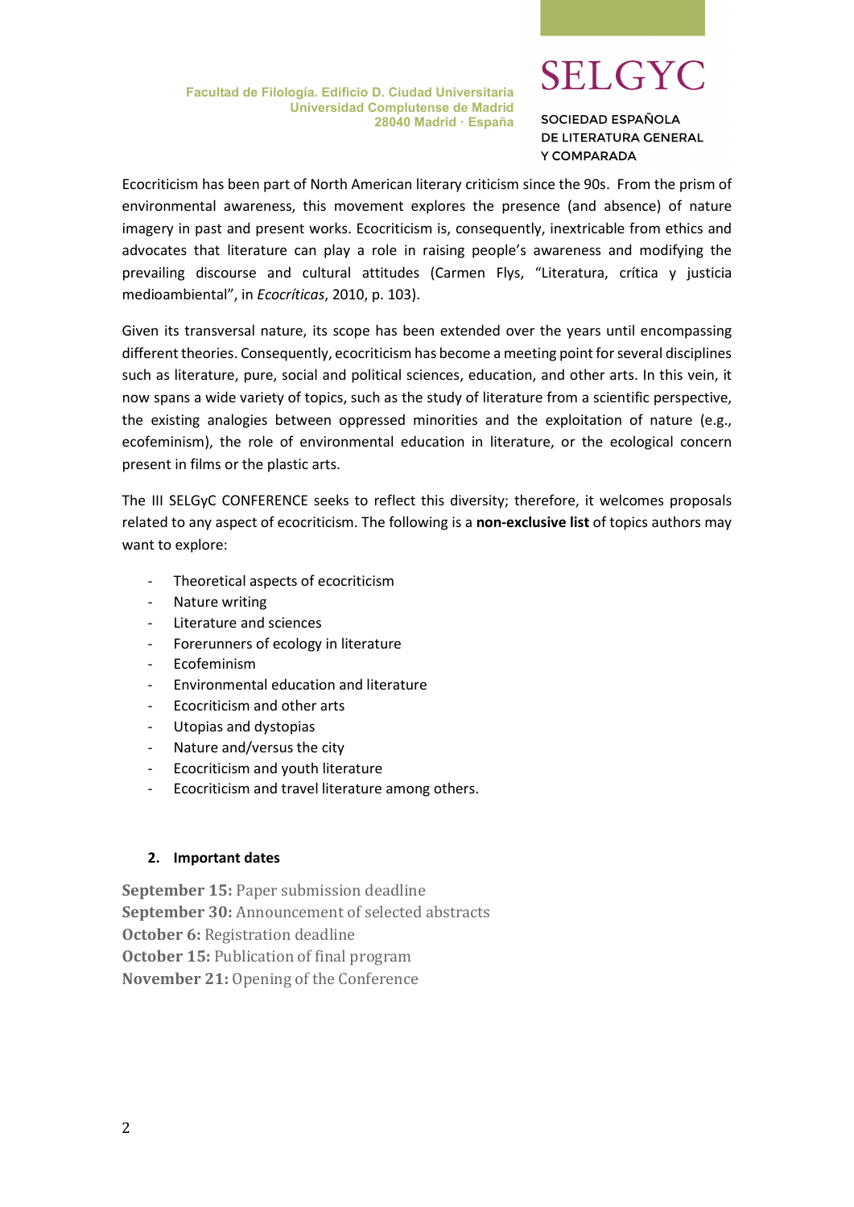Ecocriticism has been part of North American literary criticism since the 90s. From the prism of environmental awareness, this movement explores the presence (and absence) of nature imagery in past and present works. Ecocriticism is, consequently, inextricable from ethics and advocates that literature can play a role in raising people's awareness and modifying the prevailing discourse and cultural attitudes (Carmen Flys, "Literatura, crítica y justicia medioambiental", in *Ecocríticas*, 2010, p. 103).

Given its transversal nature, its scope has been extended over the years until encompassing different theories. Consequently, ecocriticism has become a meeting point for several disciplines such as literature, pure, social and political sciences, education, and other arts. In this vein, it now spans a wide variety of topics, such as the study of literature from a scientific perspective, the existing analogies between oppressed minorities and the exploitation of nature (e.g., ecofeminism), the role of environmental education in literature, or the ecological concern present in films or the plastic arts.

The III SELGyC CONFERENCE seeks to reflect this diversity; therefore, it welcomes proposals related to any aspect of ecocriticism. The following is a **non-exclusive list** of topics authors may want to explore:

- Theoretical aspects of ecocriticism
- Nature writing
- Literature and sciences
- Forerunners of ecology in literature
- Ecofeminism
- Environmental education and literature
- Ecocriticism and other arts
- Utopias and dystopias
- Nature and/versus the city
- Ecocriticism and youth literature
- Ecocriticism and travel literature among others.

## 2. Important dates

**September 15:** Paper submission deadline
**September 30:** Announcement of selected abstracts
**October 6:** Registration deadline
**October 15:** Publication of final program
**November 21:** Opening of the Conference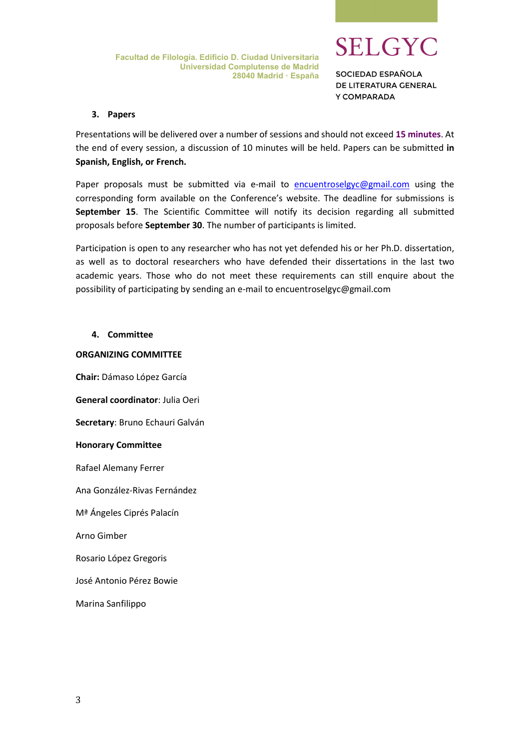### 3. Papers

Presentations will be delivered over a number of sessions and should not exceed **15 minutes**. At the end of every session, a discussion of 10 minutes will be held. Papers can be submitted **in Spanish, English, or French.**

Paper proposals must be submitted via e-mail to encuentroselgyc@gmail.com using the corresponding form available on the Conference's website. The deadline for submissions is **September 15**. The Scientific Committee will notify its decision regarding all submitted proposals before **September 30**. The number of participants is limited.

Participation is open to any researcher who has not yet defended his or her Ph.D. dissertation, as well as to doctoral researchers who have defended their dissertations in the last two academic years. Those who do not meet these requirements can still enquire about the possibility of participating by sending an e-mail to encuentroselgyc@gmail.com

### 4. Committee

**ORGANIZING COMMITTEE**

**Chair:** Dámaso López García

**General coordinator**: Julia Oeri

**Secretary**: Bruno Echauri Galván

**Honorary Committee**

Rafael Alemany Ferrer

Ana González-Rivas Fernández

Mª Ángeles Ciprés Palacín

Arno Gimber

Rosario López Gregoris

José Antonio Pérez Bowie

Marina Sanfilippo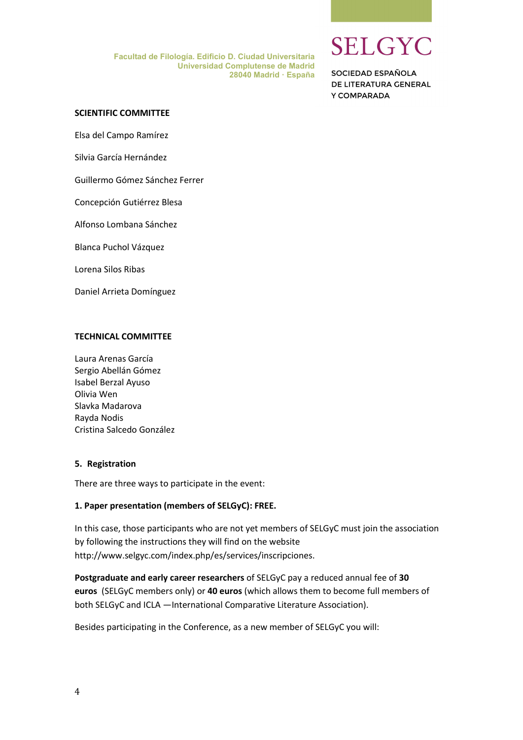**SCIENTIFIC COMMITTEE**

Elsa del Campo Ramírez

Silvia García Hernández

Guillermo Gómez Sánchez Ferrer

Concepción Gutiérrez Blesa

Alfonso Lombana Sánchez

Blanca Puchol Vázquez

Lorena Silos Ribas

Daniel Arrieta Domínguez

**TECHNICAL COMMITTEE**

Laura Arenas García
Sergio Abellán Gómez
Isabel Berzal Ayuso
Olivia Wen
Slavka Madarova
Rayda Nodis
Cristina Salcedo González

**5. Registration**

There are three ways to participate in the event:

**1. Paper presentation (members of SELGyC): FREE.**

In this case, those participants who are not yet members of SELGyC must join the association by following the instructions they will find on the website http://www.selgyc.com/index.php/es/services/inscripciones.

**Postgraduate and early career researchers** of SELGyC pay a reduced annual fee of **30 euros** (SELGyC members only) or **40 euros** (which allows them to become full members of both SELGyC and ICLA —International Comparative Literature Association).

Besides participating in the Conference, as a new member of SELGyC you will: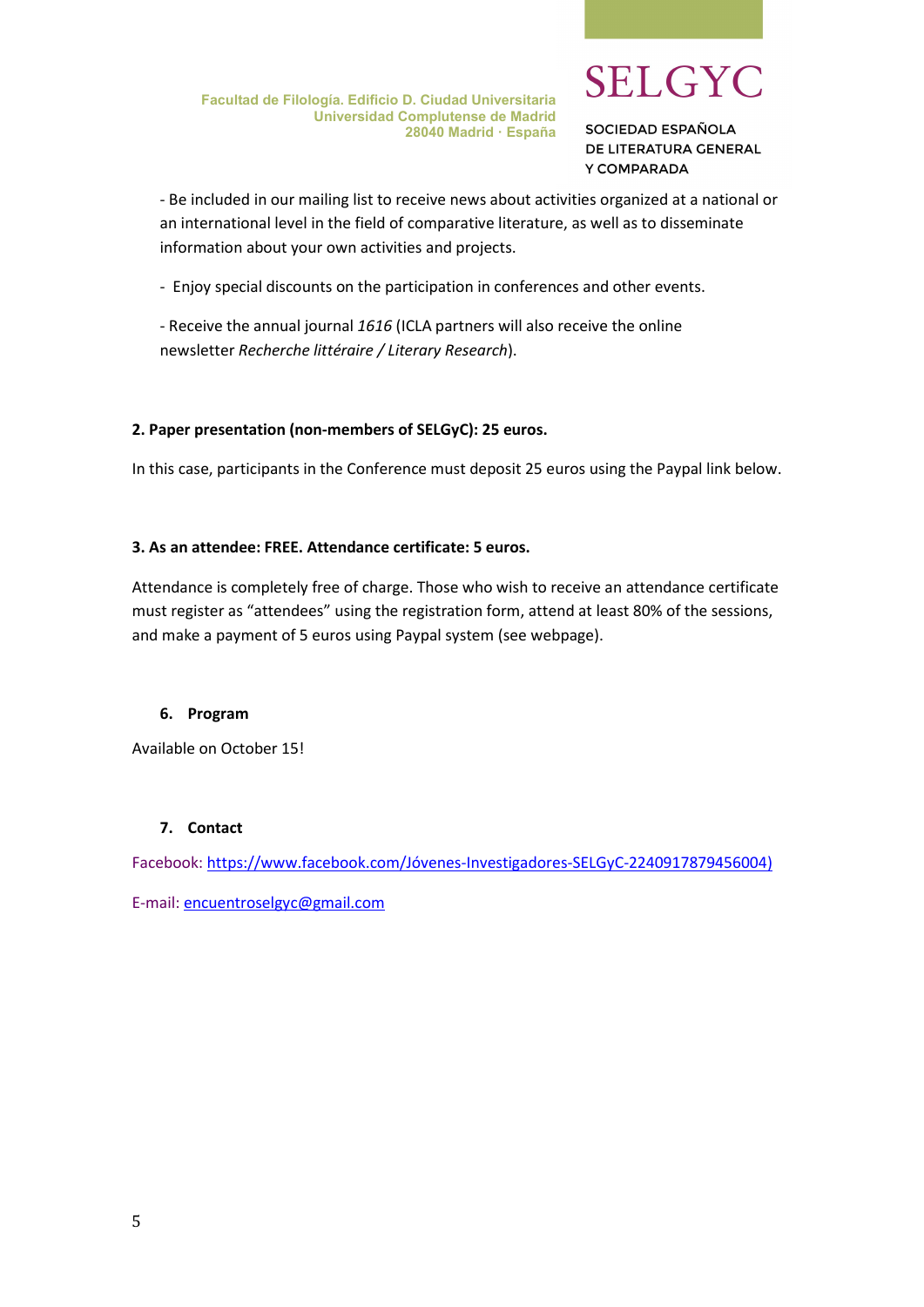- Be included in our mailing list to receive news about activities organized at a national or an international level in the field of comparative literature, as well as to disseminate information about your own activities and projects.

- Enjoy special discounts on the participation in conferences and other events.

- Receive the annual journal *1616* (ICLA partners will also receive the online newsletter *Recherche littéraire / Literary Research*).

**2. Paper presentation (non-members of SELGyC): 25 euros.**

In this case, participants in the Conference must deposit 25 euros using the Paypal link below.

**3. As an attendee: FREE. Attendance certificate: 5 euros.**

Attendance is completely free of charge. Those who wish to receive an attendance certificate must register as "attendees" using the registration form, attend at least 80% of the sessions, and make a payment of 5 euros using Paypal system (see webpage).

## 6. Program

Available on October 15!

## 7. Contact

Facebook: https://www.facebook.com/Jóvenes-Investigadores-SELGyC-2240917879456004)

E-mail: encuentroselgyc@gmail.com